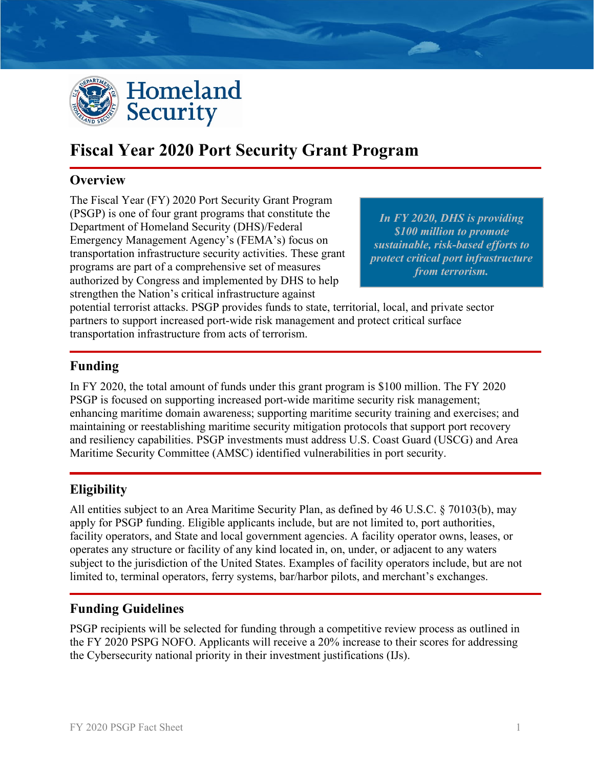# Fiscal Year 2020 Port Security Grant Program

## Overview

The Fiscal Year (FY) 2020 Port Security Grant Program (PSGP) is one of four grant programs that constitute the Department of Homeland Security (DHS)/Federal Emergency Management Agency's (FEMA's) focus on transportation infrastructure security activities. These grant programs are part of a comprehensive set of measures authorized by Congress and implemented by DHS to help strengthen the Nation's critical infrastructure against potential terrorist attacks. PSGP provides funds to state, territorial, local, and private sector partners to support increased port-wide risk management and protect critical surface transportation infrastructure from acts of terrorism.

> ***In FY 2020, DHS is providing $100 million to promote sustainable, risk-based efforts to protect critical port infrastructure from terrorism.***

## Funding

In FY 2020, the total amount of funds under this grant program is $100 million. The FY 2020 PSGP is focused on supporting increased port-wide maritime security risk management; enhancing maritime domain awareness; supporting maritime security training and exercises; and maintaining or reestablishing maritime security mitigation protocols that support port recovery and resiliency capabilities. PSGP investments must address U.S. Coast Guard (USCG) and Area Maritime Security Committee (AMSC) identified vulnerabilities in port security.

## Eligibility

All entities subject to an Area Maritime Security Plan, as defined by 46 U.S.C. § 70103(b), may apply for PSGP funding. Eligible applicants include, but are not limited to, port authorities, facility operators, and State and local government agencies. A facility operator owns, leases, or operates any structure or facility of any kind located in, on, under, or adjacent to any waters subject to the jurisdiction of the United States. Examples of facility operators include, but are not limited to, terminal operators, ferry systems, bar/harbor pilots, and merchant's exchanges.

## Funding Guidelines

PSGP recipients will be selected for funding through a competitive review process as outlined in the FY 2020 PSPG NOFO. Applicants will receive a 20% increase to their scores for addressing the Cybersecurity national priority in their investment justifications (IJs).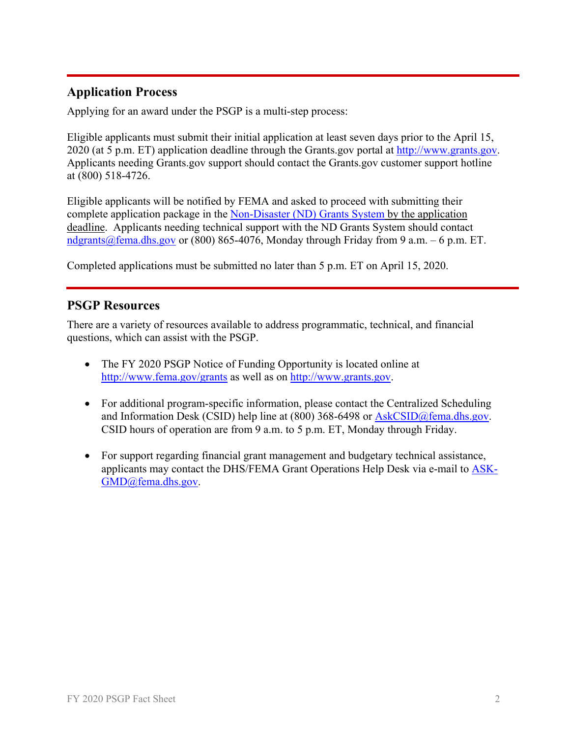## Application Process

Applying for an award under the PSGP is a multi-step process:

Eligible applicants must submit their initial application at least seven days prior to the April 15, 2020 (at 5 p.m. ET) application deadline through the Grants.gov portal at http://www.grants.gov. Applicants needing Grants.gov support should contact the Grants.gov customer support hotline at (800) 518-4726.

Eligible applicants will be notified by FEMA and asked to proceed with submitting their complete application package in the Non-Disaster (ND) Grants System by the application deadline. Applicants needing technical support with the ND Grants System should contact ndgrants@fema.dhs.gov or (800) 865-4076, Monday through Friday from 9 a.m. – 6 p.m. ET.

Completed applications must be submitted no later than 5 p.m. ET on April 15, 2020.

## PSGP Resources

There are a variety of resources available to address programmatic, technical, and financial questions, which can assist with the PSGP.

- The FY 2020 PSGP Notice of Funding Opportunity is located online at http://www.fema.gov/grants as well as on http://www.grants.gov.
- For additional program-specific information, please contact the Centralized Scheduling and Information Desk (CSID) help line at (800) 368-6498 or AskCSID@fema.dhs.gov. CSID hours of operation are from 9 a.m. to 5 p.m. ET, Monday through Friday.
- For support regarding financial grant management and budgetary technical assistance, applicants may contact the DHS/FEMA Grant Operations Help Desk via e-mail to ASK-GMD@fema.dhs.gov.